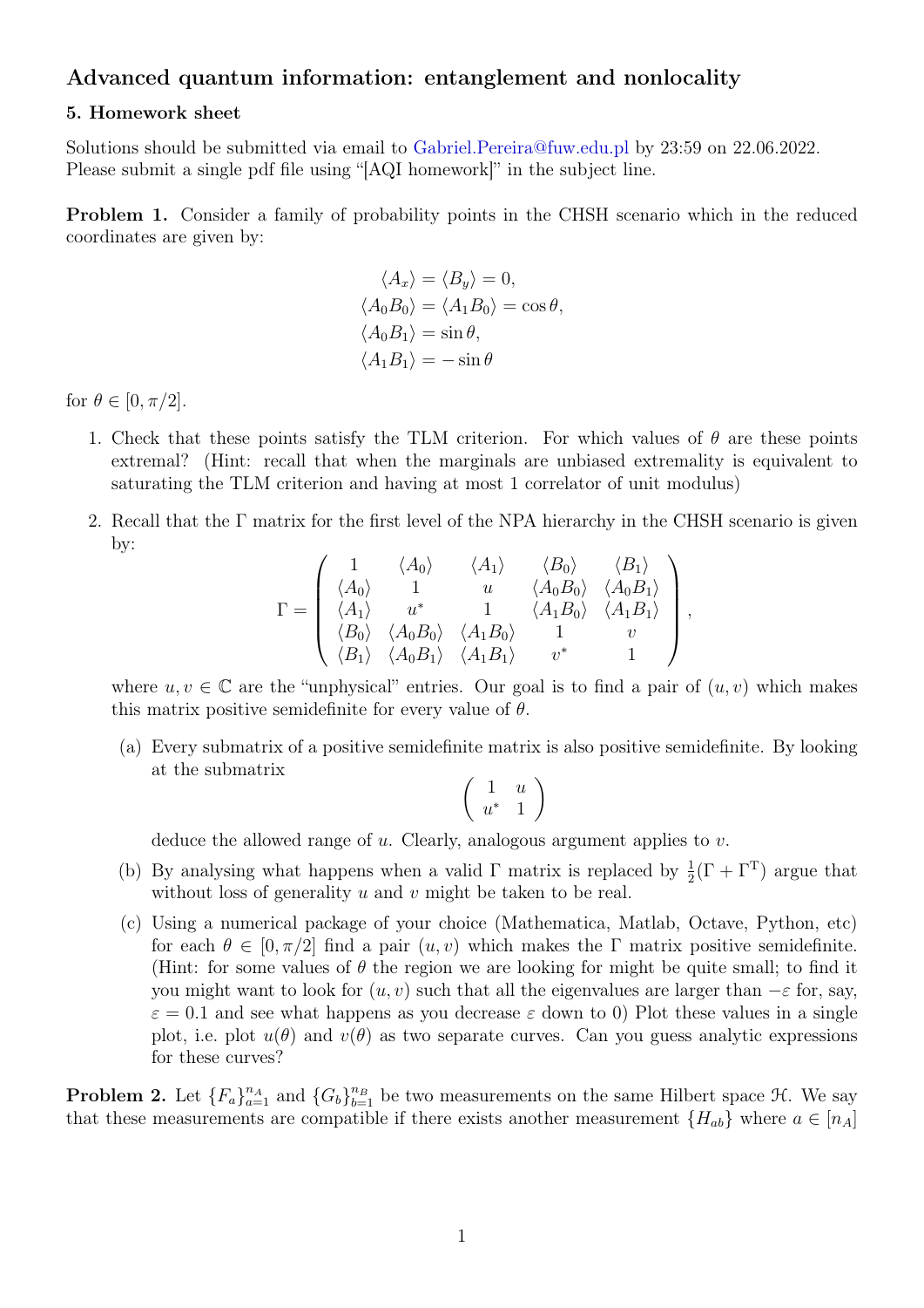## Advanced quantum information: entanglement and nonlocality

### 5. Homework sheet

Solutions should be submitted via email to Gabriel.Pereira@fuw.edu.pl by 23:59 on 22.06.2022. Please submit a single pdf file using "[AQI homework]" in the subject line.

**Problem 1.** Consider a family of probability points in the CHSH scenario which in the reduced coordinates are given by:

$$
\begin{aligned}
\langle A_x \rangle = \langle B_y \rangle &= 0, \\
\langle A_0 B_0 \rangle = \langle A_1 B_0 \rangle &= \cos\theta, \\
\langle A_0 B_1 \rangle &= \sin\theta, \\
\langle A_1 B_1 \rangle &= -\sin\theta
\end{aligned}
$$

for $\theta \in [0, \pi/2]$.

1. Check that these points satisfy the TLM criterion. For which values of $\theta$ are these points extremal? (Hint: recall that when the marginals are unbiased extremality is equivalent to saturating the TLM criterion and having at most 1 correlator of unit modulus)

2. Recall that the $\Gamma$ matrix for the first level of the NPA hierarchy in the CHSH scenario is given by:

$$
\Gamma = \begin{pmatrix}
1 & \langle A_0 \rangle & \langle A_1 \rangle & \langle B_0 \rangle & \langle B_1 \rangle \\
\langle A_0 \rangle & 1 & u & \langle A_0 B_0 \rangle & \langle A_0 B_1 \rangle \\
\langle A_1 \rangle & u^* & 1 & \langle A_1 B_0 \rangle & \langle A_1 B_1 \rangle \\
\langle B_0 \rangle & \langle A_0 B_0 \rangle & \langle A_1 B_0 \rangle & 1 & v \\
\langle B_1 \rangle & \langle A_0 B_1 \rangle & \langle A_1 B_1 \rangle & v^* & 1
\end{pmatrix},
$$

where $u, v \in \mathbb{C}$ are the "unphysical" entries. Our goal is to find a pair of $(u, v)$ which makes this matrix positive semidefinite for every value of $\theta$.

   (a) Every submatrix of a positive semidefinite matrix is also positive semidefinite. By looking at the submatrix

$$
\begin{pmatrix} 1 & u \\ u^* & 1 \end{pmatrix}
$$

   deduce the allowed range of $u$. Clearly, analogous argument applies to $v$.

   (b) By analysing what happens when a valid $\Gamma$ matrix is replaced by $\frac{1}{2}(\Gamma + \Gamma^{\mathrm{T}})$ argue that without loss of generality $u$ and $v$ might be taken to be real.

   (c) Using a numerical package of your choice (Mathematica, Matlab, Octave, Python, etc) for each $\theta \in [0, \pi/2]$ find a pair $(u, v)$ which makes the $\Gamma$ matrix positive semidefinite. (Hint: for some values of $\theta$ the region we are looking for might be quite small; to find it you might want to look for $(u, v)$ such that all the eigenvalues are larger than $-\varepsilon$ for, say, $\varepsilon = 0.1$ and see what happens as you decrease $\varepsilon$ down to 0) Plot these values in a single plot, i.e. plot $u(\theta)$ and $v(\theta)$ as two separate curves. Can you guess analytic expressions for these curves?

**Problem 2.** Let $\{F_a\}_{a=1}^{n_A}$ and $\{G_b\}_{b=1}^{n_B}$ be two measurements on the same Hilbert space $\mathcal{H}$. We say that these measurements are compatible if there exists another measurement $\{H_{ab}\}$ where $a \in [n_A]$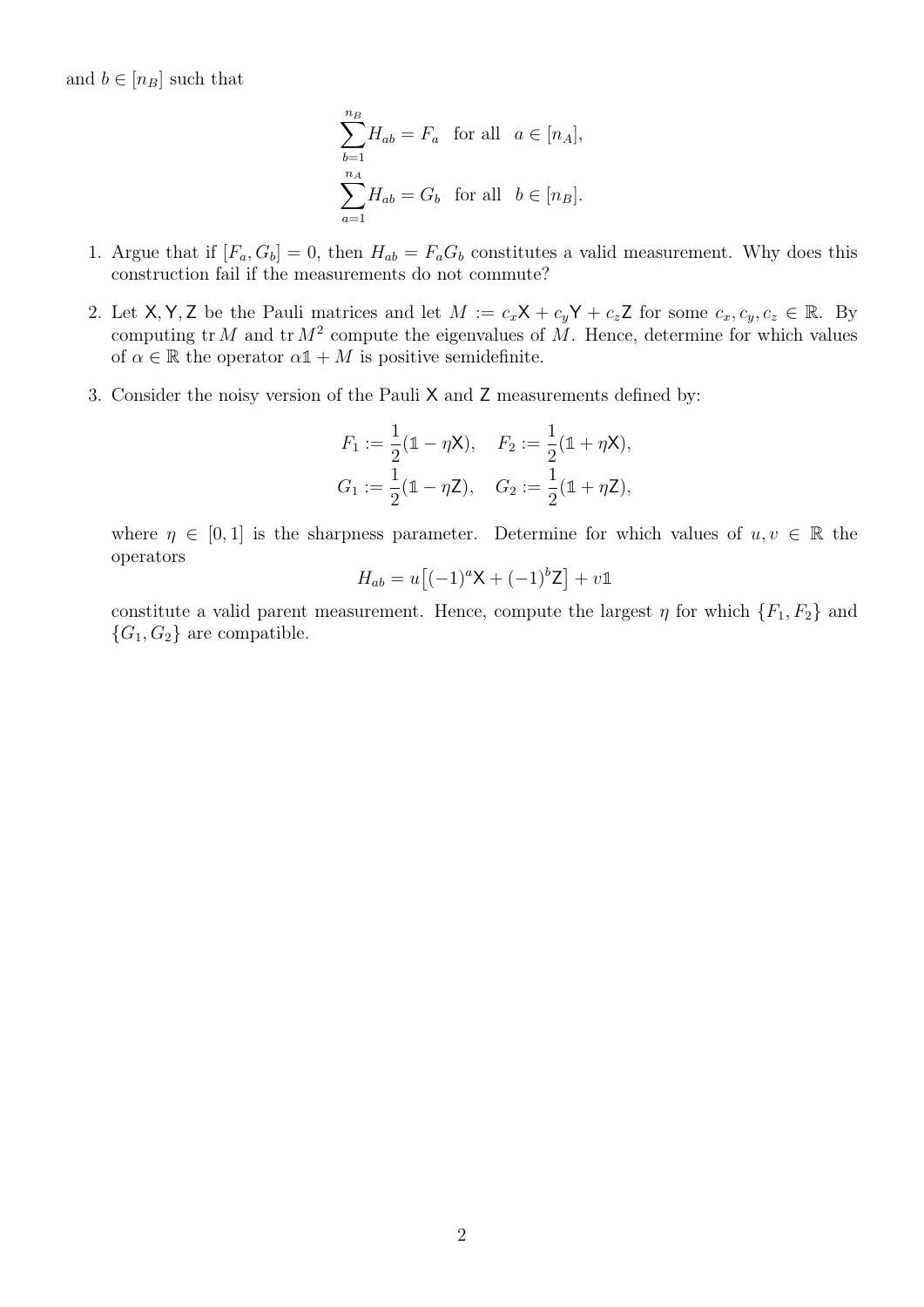and $b \in [n_B]$ such that

$$\sum_{b=1}^{n_B} H_{ab} = F_a \quad \text{for all} \quad a \in [n_A],$$
$$\sum_{a=1}^{n_A} H_{ab} = G_b \quad \text{for all} \quad b \in [n_B].$$

1. Argue that if $[F_a, G_b] = 0$, then $H_{ab} = F_a G_b$ constitutes a valid measurement. Why does this construction fail if the measurements do not commute?

2. Let $\mathsf{X}, \mathsf{Y}, \mathsf{Z}$ be the Pauli matrices and let $M := c_x \mathsf{X} + c_y \mathsf{Y} + c_z \mathsf{Z}$ for some $c_x, c_y, c_z \in \mathbb{R}$. By computing $\operatorname{tr} M$ and $\operatorname{tr} M^2$ compute the eigenvalues of $M$. Hence, determine for which values of $\alpha \in \mathbb{R}$ the operator $\alpha \mathbb{1} + M$ is positive semidefinite.

3. Consider the noisy version of the Pauli $\mathsf{X}$ and $\mathsf{Z}$ measurements defined by:

$$F_1 := \frac{1}{2}(\mathbb{1} - \eta \mathsf{X}), \quad F_2 := \frac{1}{2}(\mathbb{1} + \eta \mathsf{X}),$$
$$G_1 := \frac{1}{2}(\mathbb{1} - \eta \mathsf{Z}), \quad G_2 := \frac{1}{2}(\mathbb{1} + \eta \mathsf{Z}),$$

   where $\eta \in [0, 1]$ is the sharpness parameter. Determine for which values of $u, v \in \mathbb{R}$ the operators

$$H_{ab} = u\big[(-1)^a \mathsf{X} + (-1)^b \mathsf{Z}\big] + v\mathbb{1}$$

   constitute a valid parent measurement. Hence, compute the largest $\eta$ for which $\{F_1, F_2\}$ and $\{G_1, G_2\}$ are compatible.